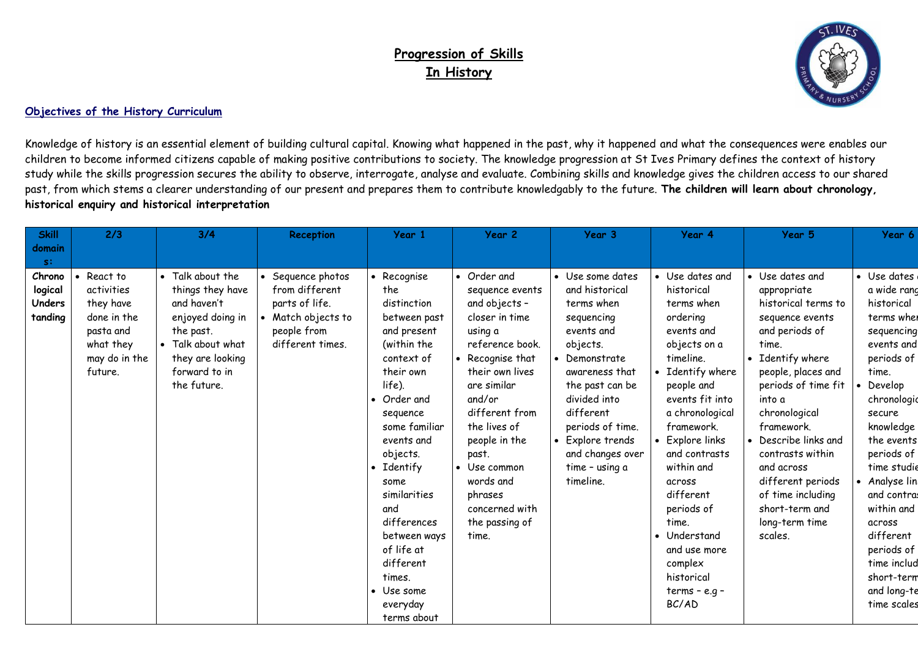# Progression of Skills
# In History

## Objectives of the History Curriculum

Knowledge of history is an essential element of building cultural capital. Knowing what happened in the past, why it happened and what the consequences were enables our children to become informed citizens capable of making positive contributions to society. The knowledge progression at St Ives Primary defines the context of history study while the skills progression secures the ability to observe, interrogate, analyse and evaluate. Combining skills and knowledge gives the children access to our shared past, from which stems a clearer understanding of our present and prepares them to contribute knowledgably to the future. **The children will learn about chronology, historical enquiry and historical interpretation**

| Skill domains: | 2/3 | 3/4 | Reception | Year 1 | Year 2 | Year 3 | Year 4 | Year 5 | Year 6 |
|---|---|---|---|---|---|---|---|---|---|
| **Chronological Understanding** | • React to activities they have done in the pasta and what they may do in the future. | • Talk about the things they have and haven't enjoyed doing in the past.<br>• Talk about what they are looking forward to in the future. | • Sequence photos from different parts of life.<br>• Match objects to people from different times. | • Recognise the distinction between past and present (within the context of their own life).<br>• Order and sequence some familiar events and objects.<br>• Identify some similarities and differences between ways of life at different times.<br>• Use some everyday terms about | • Order and sequence events and objects – closer in time using a reference book.<br>• Recognise that their own lives are similar and/or different from the lives of people in the past.<br>• Use common words and phrases concerned with the passing of time. | • Use some dates and historical terms when sequencing events and objects.<br>• Demonstrate awareness that the past can be divided into different periods of time.<br>• Explore trends and changes over time – using a timeline. | • Use dates and historical terms when ordering events and objects on a timeline.<br>• Identify where people and events fit into a chronological framework.<br>• Explore links and contrasts within and across different periods of time.<br>• Understand and use more complex historical terms – e.g – BC/AD | • Use dates and appropriate historical terms to sequence events and periods of time.<br>• Identify where people, places and periods of time fit into a chronological framework.<br>• Describe links and contrasts within and across different periods of time including short-term and long-term time scales. | • Use dates a wide rang historical terms when sequencing events and periods of time.<br>• Develop chronologic secure knowledge the events periods of time studie<br>• Analyse lin and contras within and across different periods of time includ short-term and long-te time scales |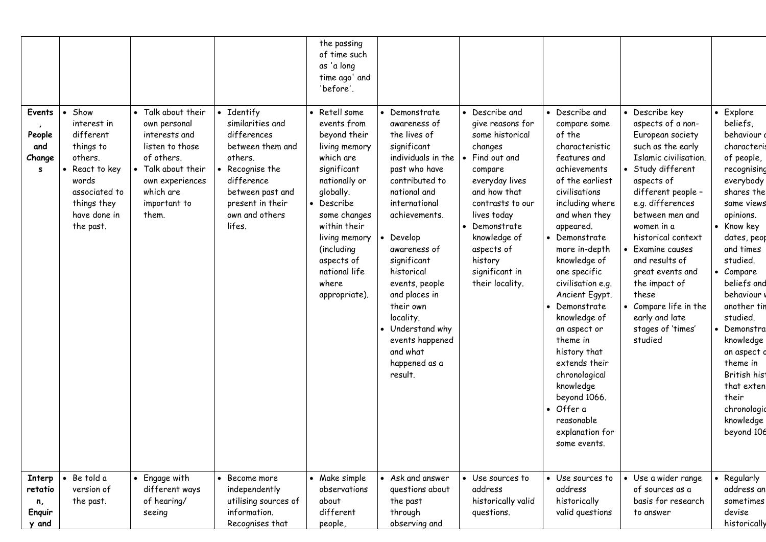| | | | | | | | | | |
|---|---|---|---|---|---|---|---|---|---|
| | | | | the passing of time such as 'a long time ago' and 'before'. | | | | | |
| **Events, People and Changes** | • Show interest in different things to others.<br>• React to key words associated to things they have done in the past. | • Talk about their own personal interests and listen to those of others.<br>• Talk about their own experiences which are important to them. | • Identify similarities and differences between them and others.<br>• Recognise the difference between past and present in their own and others lifes. | • Retell some events from beyond their living memory which are significant nationally or globally.<br>• Describe some changes within their living memory (including aspects of national life where appropriate). | • Demonstrate awareness of the lives of significant individuals in the past who have contributed to national and international achievements.<br>• Develop awareness of significant historical events, people and places in their own locality.<br>• Understand why events happened and what happened as a result. | • Describe and give reasons for some historical changes<br>• Find out and compare everyday lives and how that contrasts to our lives today<br>• Demonstrate knowledge of aspects of history significant in their locality. | • Describe and compare some of the characteristic features and achievements of the earliest civilisations including where and when they appeared.<br>• Demonstrate more in-depth knowledge of one specific civilisation e.g. Ancient Egypt.<br>• Demonstrate knowledge of an aspect or theme in history that extends their chronological knowledge beyond 1066.<br>• Offer a reasonable explanation for some events. | • Describe key aspects of a non-European society such as the early Islamic civilisation.<br>• Study different aspects of different people – e.g. differences between men and women in a historical context<br>• Examine causes and results of great events and the impact of these<br>• Compare life in the early and late stages of 'times' studied | • Explore beliefs, behaviour a characteris of people, recognising everybody shares the same views opinions.<br>• Know key dates, peop and times studied.<br>• Compare beliefs and behaviour w another tim studied.<br>• Demonstra knowledge an aspect o theme in British hist that exten their chronologic knowledge beyond 106 |
| **Interpretation, Enquiry and** | • Be told a version of the past. | • Engage with different ways of hearing/ seeing | • Become more independently utilising sources of information. Recognises that | • Make simple observations about different people, | • Ask and answer questions about the past through observing and | • Use sources to address historically valid questions. | • Use sources to address historically valid questions | • Use a wider range of sources as a basis for research to answer | • Regularly address an sometimes devise historically |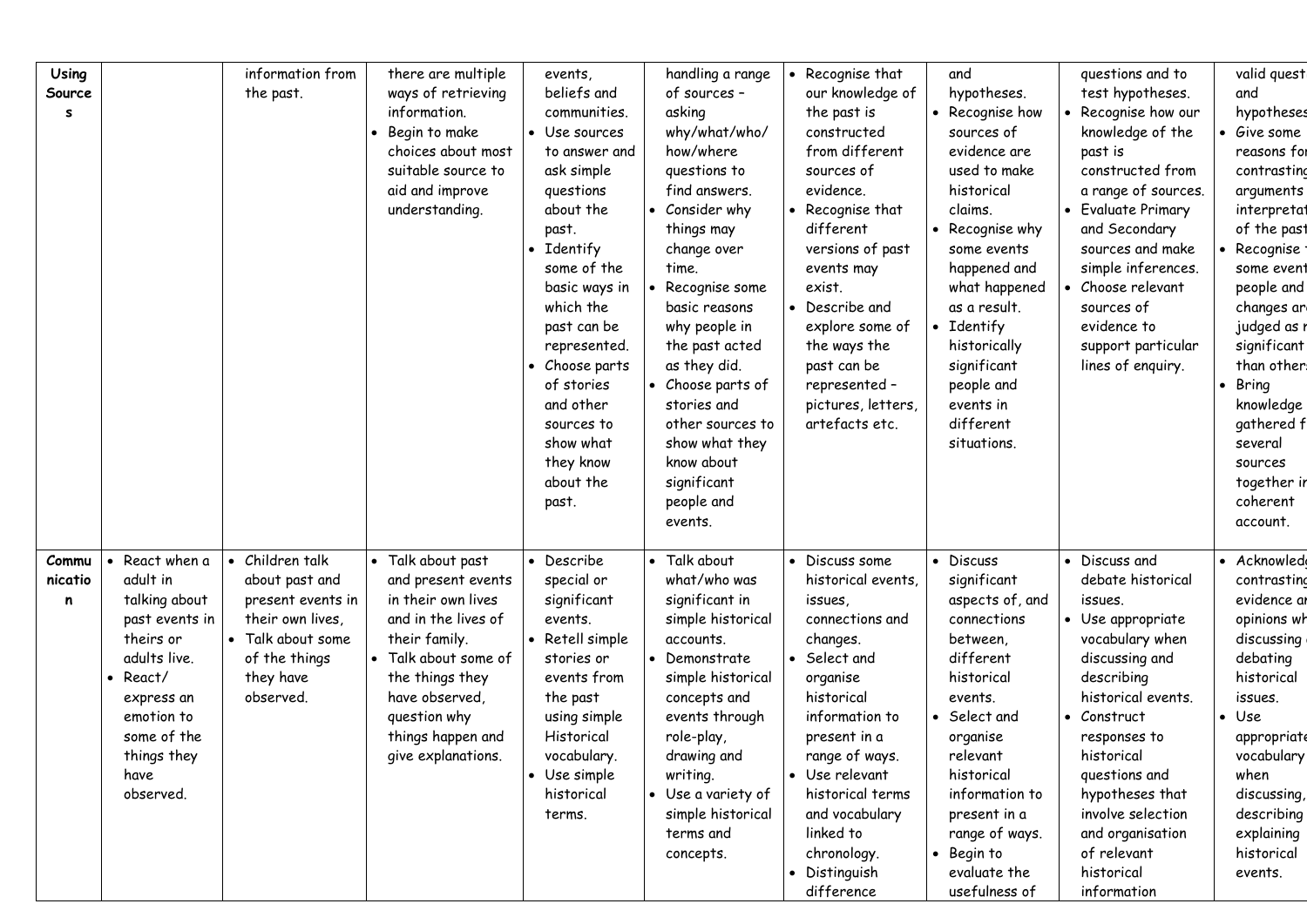| | | | | | | | | | |
|---|---|---|---|---|---|---|---|---|---|
| **Using Sources** | | information from the past. | there are multiple ways of retrieving information.<br>• Begin to make choices about most suitable source to aid and improve understanding. | events, beliefs and communities.<br>• Use sources to answer and ask simple questions about the past.<br>• Identify some of the basic ways in which the past can be represented.<br>• Choose parts of stories and other sources to show what they know about the past. | handling a range of sources – asking why/what/who/how/where questions to find answers.<br>• Consider why things may change over time.<br>• Recognise some basic reasons why people in the past acted as they did.<br>• Choose parts of stories and other sources to show what they know about significant people and events. | • Recognise that our knowledge of the past is constructed from different sources of evidence.<br>• Recognise that different versions of past events may exist.<br>• Describe and explore some of the ways the past can be represented – pictures, letters, artefacts etc. | and hypotheses.<br>• Recognise how sources of evidence are used to make historical claims.<br>• Recognise why some events happened and what happened as a result.<br>• Identify historically significant people and events in different situations. | questions and to test hypotheses.<br>• Recognise how our knowledge of the past is constructed from a range of sources.<br>• Evaluate Primary and Secondary sources and make simple inferences.<br>• Choose relevant sources of evidence to support particular lines of enquiry. | valid quest and hypotheses<br>• Give some reasons for contrasting arguments interpretat of the past<br>• Recognise some event people and changes are judged as r significant than others<br>• Bring knowledge gathered f several sources together in coherent account. |
| **Communication** | • React when a adult in talking about past events in theirs or adults live.<br>• React/ express an emotion to some of the things they have observed. | • Children talk about past and present events in their own lives,<br>• Talk about some of the things they have observed. | • Talk about past and present events in their own lives and in the lives of their family.<br>• Talk about some of the things they have observed, question why things happen and give explanations. | • Describe special or significant events.<br>• Retell simple stories or events from the past using simple Historical vocabulary.<br>• Use simple historical terms. | • Talk about what/who was significant in simple historical accounts.<br>• Demonstrate simple historical concepts and events through role-play, drawing and writing.<br>• Use a variety of simple historical terms and concepts. | • Discuss some historical events, issues, connections and changes.<br>• Select and organise historical information to present in a range of ways.<br>• Use relevant historical terms and vocabulary linked to chronology.<br>• Distinguish difference | • Discuss significant aspects of, and connections between, different historical events.<br>• Select and organise relevant historical information to present in a range of ways.<br>• Begin to evaluate the usefulness of | • Discuss and debate historical issues.<br>• Use appropriate vocabulary when discussing and describing historical events.<br>• Construct responses to historical questions and hypotheses that involve selection and organisation of relevant historical information | • Acknowledg contrasting evidence ar opinions wh discussing debating historical issues.<br>• Use appropriate vocabulary when discussing, describing explaining historical events. |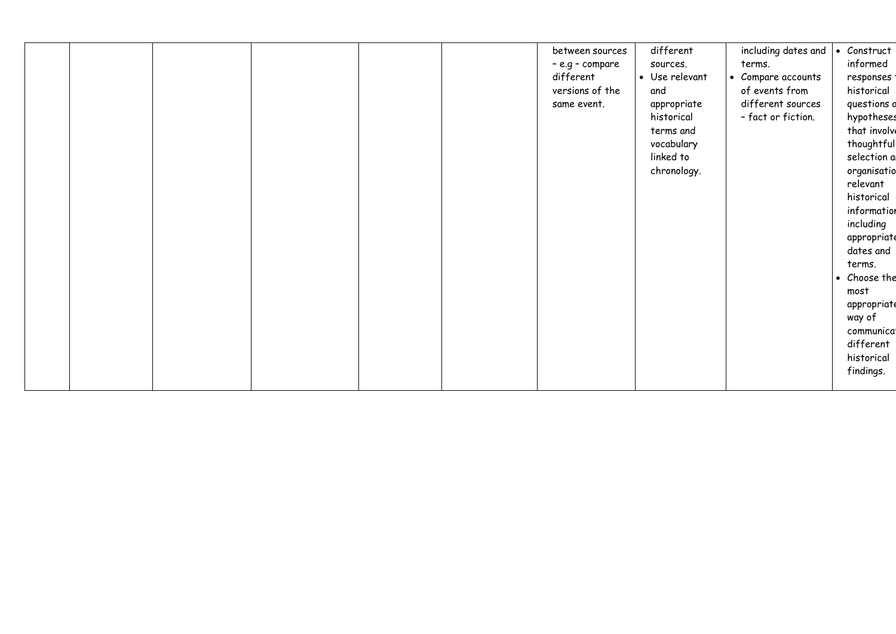| | | | | | | | | | |
|---|---|---|---|---|---|---|---|---|---|
| | | | | | | between sources – e.g – compare different versions of the same event. | different sources.<br>• Use relevant and appropriate historical terms and vocabulary linked to chronology. | including dates and terms.<br>• Compare accounts of events from different sources – fact or fiction. | • Construct informed responses historical questions o hypotheses that involve thoughtful selection a organisatio relevant historical information including appropriate dates and terms.<br>• Choose the most appropriate way of communica different historical findings. |